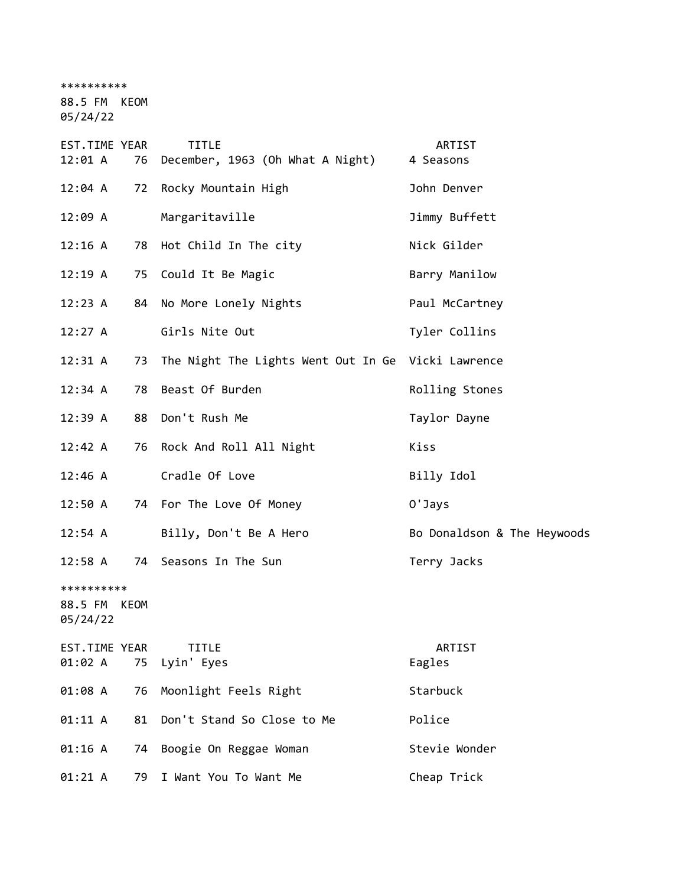**********
88.5 FM KEOM
05/24/22

| EST.TIME | YEAR | TITLE | ARTIST |
|---|---|---|---|
| 12:01 A | 76 | December, 1963 (Oh What A Night) | 4 Seasons |
| 12:04 A | 72 | Rocky Mountain High | John Denver |
| 12:09 A | | Margaritaville | Jimmy Buffett |
| 12:16 A | 78 | Hot Child In The city | Nick Gilder |
| 12:19 A | 75 | Could It Be Magic | Barry Manilow |
| 12:23 A | 84 | No More Lonely Nights | Paul McCartney |
| 12:27 A | | Girls Nite Out | Tyler Collins |
| 12:31 A | 73 | The Night The Lights Went Out In Ge | Vicki Lawrence |
| 12:34 A | 78 | Beast Of Burden | Rolling Stones |
| 12:39 A | 88 | Don't Rush Me | Taylor Dayne |
| 12:42 A | 76 | Rock And Roll All Night | Kiss |
| 12:46 A | | Cradle Of Love | Billy Idol |
| 12:50 A | 74 | For The Love Of Money | O'Jays |
| 12:54 A | | Billy, Don't Be A Hero | Bo Donaldson & The Heywoods |
| 12:58 A | 74 | Seasons In The Sun | Terry Jacks |

**********
88.5 FM KEOM
05/24/22

| EST.TIME | YEAR | TITLE | ARTIST |
|---|---|---|---|
| 01:02 A | 75 | Lyin' Eyes | Eagles |
| 01:08 A | 76 | Moonlight Feels Right | Starbuck |
| 01:11 A | 81 | Don't Stand So Close to Me | Police |
| 01:16 A | 74 | Boogie On Reggae Woman | Stevie Wonder |
| 01:21 A | 79 | I Want You To Want Me | Cheap Trick |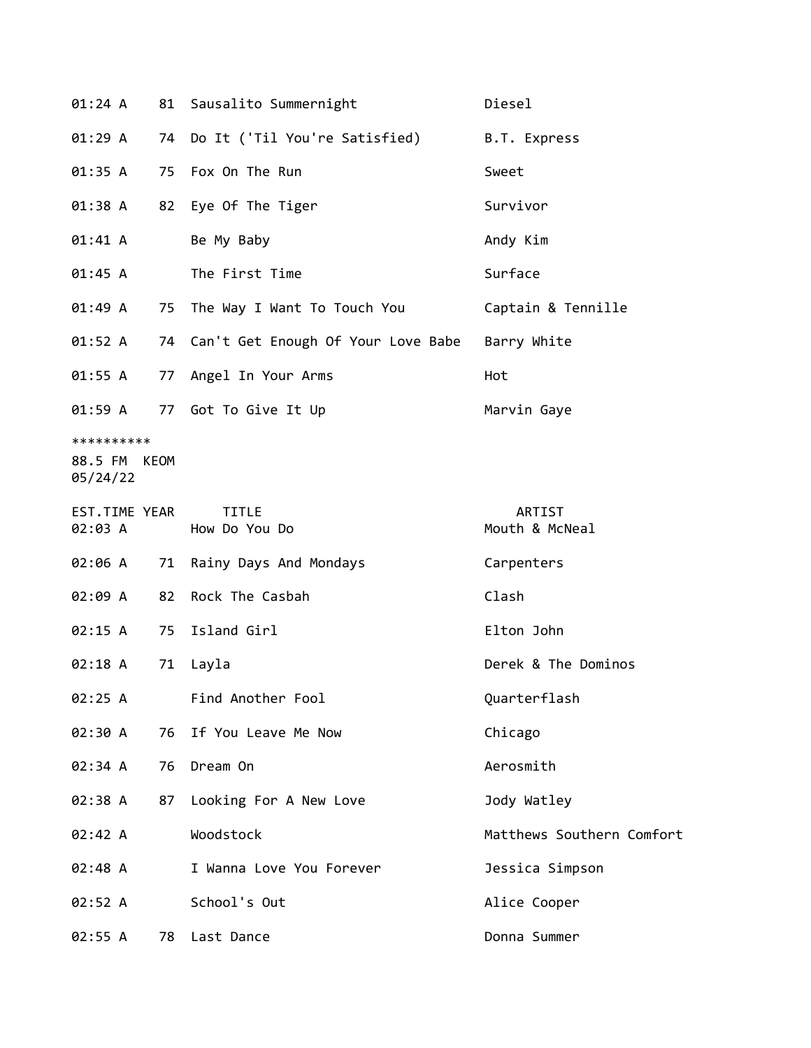| EST.TIME | YEAR | TITLE | ARTIST |
|---|---|---|---|
| 01:24 A | 81 | Sausalito Summernight | Diesel |
| 01:29 A | 74 | Do It ('Til You're Satisfied) | B.T. Express |
| 01:35 A | 75 | Fox On The Run | Sweet |
| 01:38 A | 82 | Eye Of The Tiger | Survivor |
| 01:41 A | | Be My Baby | Andy Kim |
| 01:45 A | | The First Time | Surface |
| 01:49 A | 75 | The Way I Want To Touch You | Captain & Tennille |
| 01:52 A | 74 | Can't Get Enough Of Your Love Babe | Barry White |
| 01:55 A | 77 | Angel In Your Arms | Hot |
| 01:59 A | 77 | Got To Give It Up | Marvin Gaye |

**********

88.5 FM KEOM
05/24/22

| EST.TIME | YEAR | TITLE | ARTIST |
|---|---|---|---|
| 02:03 A | | How Do You Do | Mouth & McNeal |
| 02:06 A | 71 | Rainy Days And Mondays | Carpenters |
| 02:09 A | 82 | Rock The Casbah | Clash |
| 02:15 A | 75 | Island Girl | Elton John |
| 02:18 A | 71 | Layla | Derek & The Dominos |
| 02:25 A | | Find Another Fool | Quarterflash |
| 02:30 A | 76 | If You Leave Me Now | Chicago |
| 02:34 A | 76 | Dream On | Aerosmith |
| 02:38 A | 87 | Looking For A New Love | Jody Watley |
| 02:42 A | | Woodstock | Matthews Southern Comfort |
| 02:48 A | | I Wanna Love You Forever | Jessica Simpson |
| 02:52 A | | School's Out | Alice Cooper |
| 02:55 A | 78 | Last Dance | Donna Summer |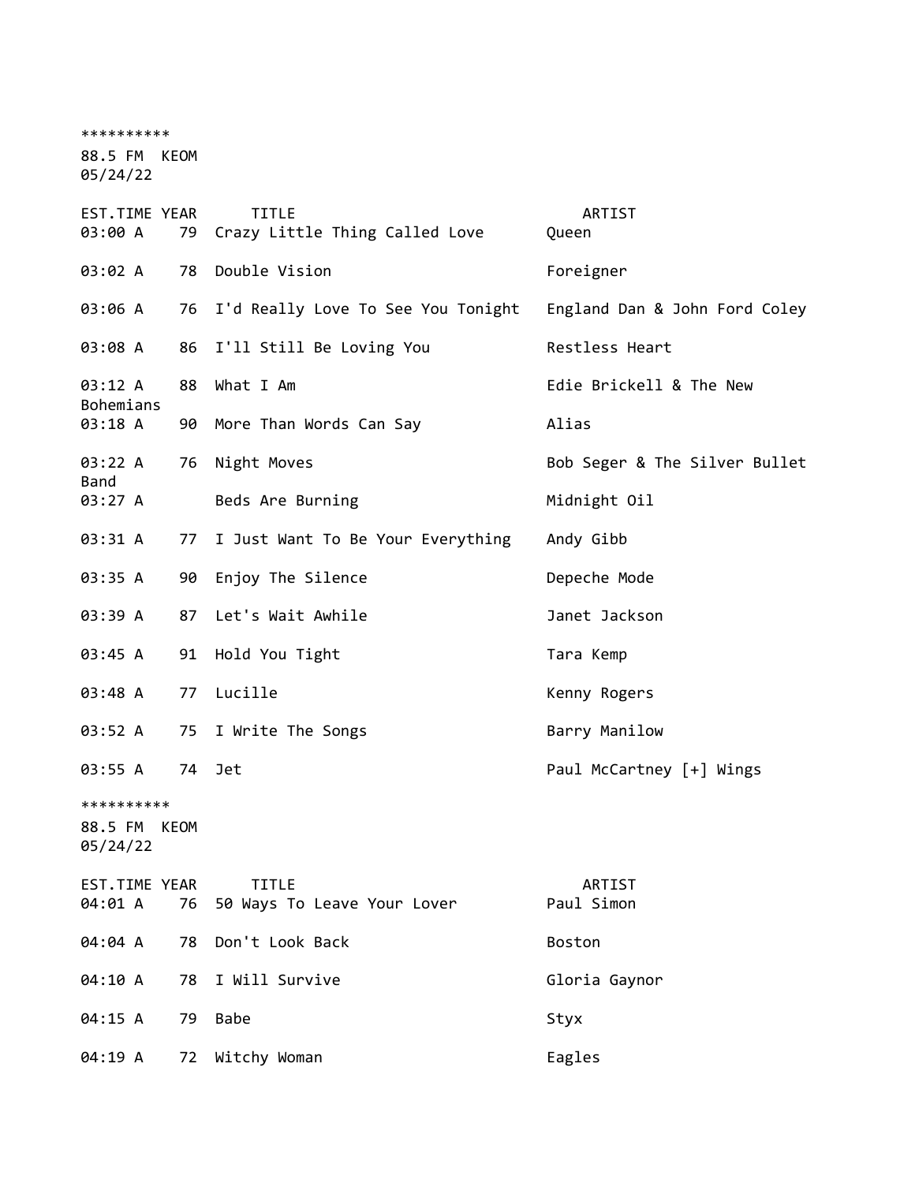**********

88.5 FM  KEOM

05/24/22

| EST.TIME | YEAR | TITLE | ARTIST |
|---|---|---|---|
| 03:00 A | 79 | Crazy Little Thing Called Love | Queen |
| 03:02 A | 78 | Double Vision | Foreigner |
| 03:06 A | 76 | I'd Really Love To See You Tonight | England Dan & John Ford Coley |
| 03:08 A | 86 | I'll Still Be Loving You | Restless Heart |
| 03:12 A | 88 | What I Am | Edie Brickell & The New Bohemians |
| 03:18 A | 90 | More Than Words Can Say | Alias |
| 03:22 A | 76 | Night Moves | Bob Seger & The Silver Bullet Band |
| 03:27 A | | Beds Are Burning | Midnight Oil |
| 03:31 A | 77 | I Just Want To Be Your Everything | Andy Gibb |
| 03:35 A | 90 | Enjoy The Silence | Depeche Mode |
| 03:39 A | 87 | Let's Wait Awhile | Janet Jackson |
| 03:45 A | 91 | Hold You Tight | Tara Kemp |
| 03:48 A | 77 | Lucille | Kenny Rogers |
| 03:52 A | 75 | I Write The Songs | Barry Manilow |
| 03:55 A | 74 | Jet | Paul McCartney [+] Wings |

**********

88.5 FM  KEOM

05/24/22

| EST.TIME | YEAR | TITLE | ARTIST |
|---|---|---|---|
| 04:01 A | 76 | 50 Ways To Leave Your Lover | Paul Simon |
| 04:04 A | 78 | Don't Look Back | Boston |
| 04:10 A | 78 | I Will Survive | Gloria Gaynor |
| 04:15 A | 79 | Babe | Styx |
| 04:19 A | 72 | Witchy Woman | Eagles |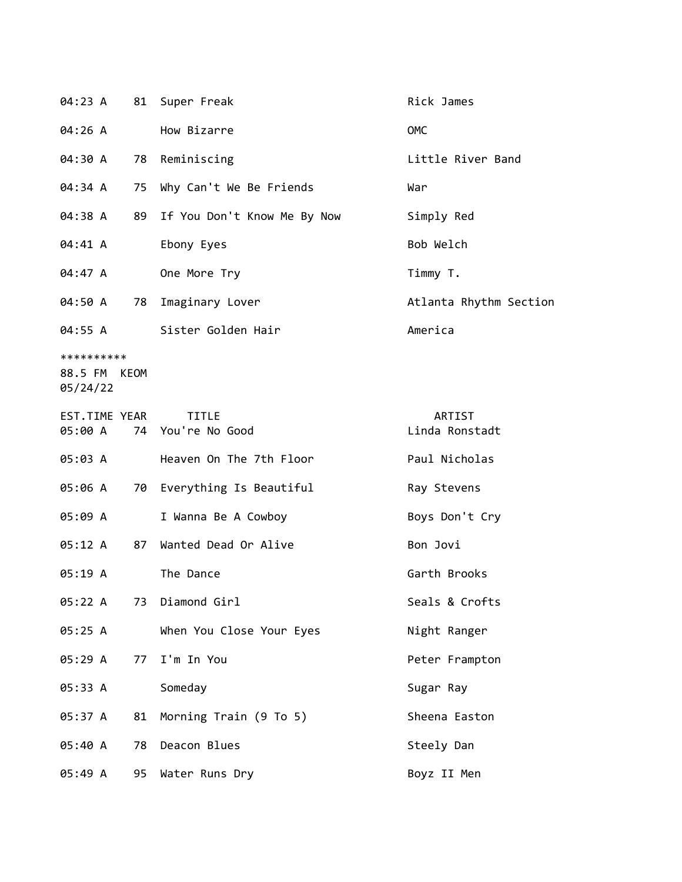| | | | |
|---|---|---|---|
| 04:23 A | 81 | Super Freak | Rick James |
| 04:26 A | | How Bizarre | OMC |
| 04:30 A | 78 | Reminiscing | Little River Band |
| 04:34 A | 75 | Why Can't We Be Friends | War |
| 04:38 A | 89 | If You Don't Know Me By Now | Simply Red |
| 04:41 A | | Ebony Eyes | Bob Welch |
| 04:47 A | | One More Try | Timmy T. |
| 04:50 A | 78 | Imaginary Lover | Atlanta Rhythm Section |
| 04:55 A | | Sister Golden Hair | America |

**********
88.5 FM KEOM
05/24/22

| EST.TIME | YEAR | TITLE | ARTIST |
|---|---|---|---|
| 05:00 A | 74 | You're No Good | Linda Ronstadt |
| 05:03 A | | Heaven On The 7th Floor | Paul Nicholas |
| 05:06 A | 70 | Everything Is Beautiful | Ray Stevens |
| 05:09 A | | I Wanna Be A Cowboy | Boys Don't Cry |
| 05:12 A | 87 | Wanted Dead Or Alive | Bon Jovi |
| 05:19 A | | The Dance | Garth Brooks |
| 05:22 A | 73 | Diamond Girl | Seals & Crofts |
| 05:25 A | | When You Close Your Eyes | Night Ranger |
| 05:29 A | 77 | I'm In You | Peter Frampton |
| 05:33 A | | Someday | Sugar Ray |
| 05:37 A | 81 | Morning Train (9 To 5) | Sheena Easton |
| 05:40 A | 78 | Deacon Blues | Steely Dan |
| 05:49 A | 95 | Water Runs Dry | Boyz II Men |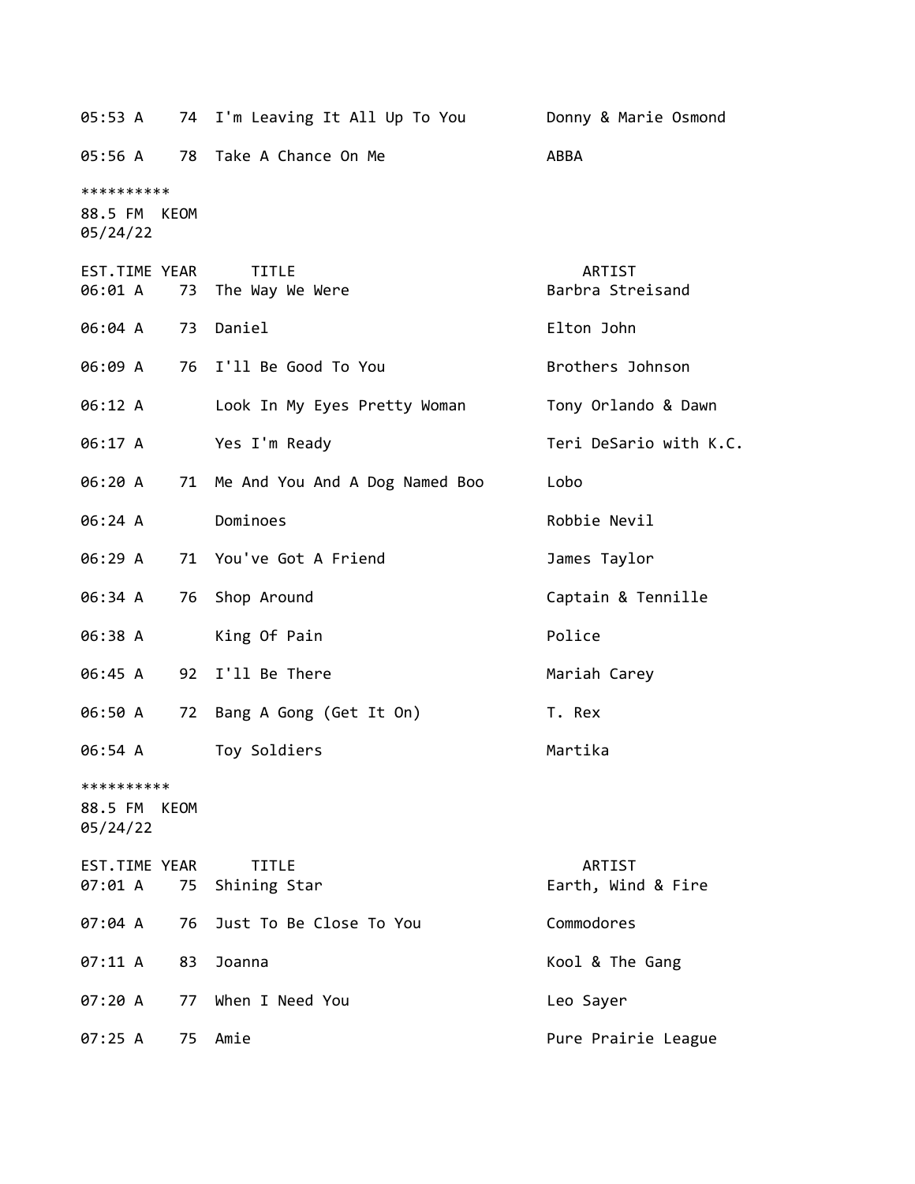| EST.TIME | YEAR | TITLE | ARTIST |
|---|---|---|---|
| 05:53 A | 74 | I'm Leaving It All Up To You | Donny & Marie Osmond |
| 05:56 A | 78 | Take A Chance On Me | ABBA |

**********
88.5 FM  KEOM
05/24/22

| EST.TIME | YEAR | TITLE | ARTIST |
|---|---|---|---|
| 06:01 A | 73 | The Way We Were | Barbra Streisand |
| 06:04 A | 73 | Daniel | Elton John |
| 06:09 A | 76 | I'll Be Good To You | Brothers Johnson |
| 06:12 A | | Look In My Eyes Pretty Woman | Tony Orlando & Dawn |
| 06:17 A | | Yes I'm Ready | Teri DeSario with K.C. |
| 06:20 A | 71 | Me And You And A Dog Named Boo | Lobo |
| 06:24 A | | Dominoes | Robbie Nevil |
| 06:29 A | 71 | You've Got A Friend | James Taylor |
| 06:34 A | 76 | Shop Around | Captain & Tennille |
| 06:38 A | | King Of Pain | Police |
| 06:45 A | 92 | I'll Be There | Mariah Carey |
| 06:50 A | 72 | Bang A Gong (Get It On) | T. Rex |
| 06:54 A | | Toy Soldiers | Martika |

**********
88.5 FM  KEOM
05/24/22

| EST.TIME | YEAR | TITLE | ARTIST |
|---|---|---|---|
| 07:01 A | 75 | Shining Star | Earth, Wind & Fire |
| 07:04 A | 76 | Just To Be Close To You | Commodores |
| 07:11 A | 83 | Joanna | Kool & The Gang |
| 07:20 A | 77 | When I Need You | Leo Sayer |
| 07:25 A | 75 | Amie | Pure Prairie League |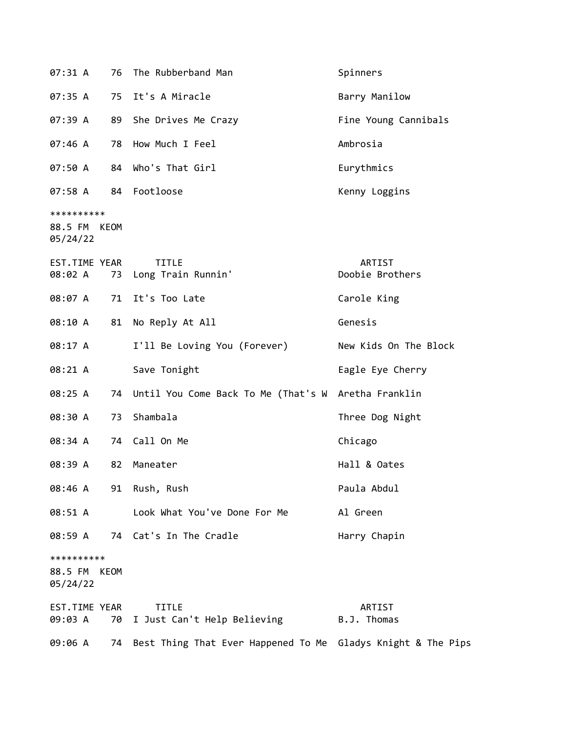| EST.TIME | YEAR | TITLE | ARTIST |
|---|---|---|---|
| 07:31 A | 76 | The Rubberband Man | Spinners |
| 07:35 A | 75 | It's A Miracle | Barry Manilow |
| 07:39 A | 89 | She Drives Me Crazy | Fine Young Cannibals |
| 07:46 A | 78 | How Much I Feel | Ambrosia |
| 07:50 A | 84 | Who's That Girl | Eurythmics |
| 07:58 A | 84 | Footloose | Kenny Loggins |

**********
88.5 FM KEOM
05/24/22

| EST.TIME | YEAR | TITLE | ARTIST |
|---|---|---|---|
| 08:02 A | 73 | Long Train Runnin' | Doobie Brothers |
| 08:07 A | 71 | It's Too Late | Carole King |
| 08:10 A | 81 | No Reply At All | Genesis |
| 08:17 A | | I'll Be Loving You (Forever) | New Kids On The Block |
| 08:21 A | | Save Tonight | Eagle Eye Cherry |
| 08:25 A | 74 | Until You Come Back To Me (That's W | Aretha Franklin |
| 08:30 A | 73 | Shambala | Three Dog Night |
| 08:34 A | 74 | Call On Me | Chicago |
| 08:39 A | 82 | Maneater | Hall & Oates |
| 08:46 A | 91 | Rush, Rush | Paula Abdul |
| 08:51 A | | Look What You've Done For Me | Al Green |
| 08:59 A | 74 | Cat's In The Cradle | Harry Chapin |

**********
88.5 FM KEOM
05/24/22

| EST.TIME | YEAR | TITLE | ARTIST |
|---|---|---|---|
| 09:03 A | 70 | I Just Can't Help Believing | B.J. Thomas |
| 09:06 A | 74 | Best Thing That Ever Happened To Me | Gladys Knight & The Pips |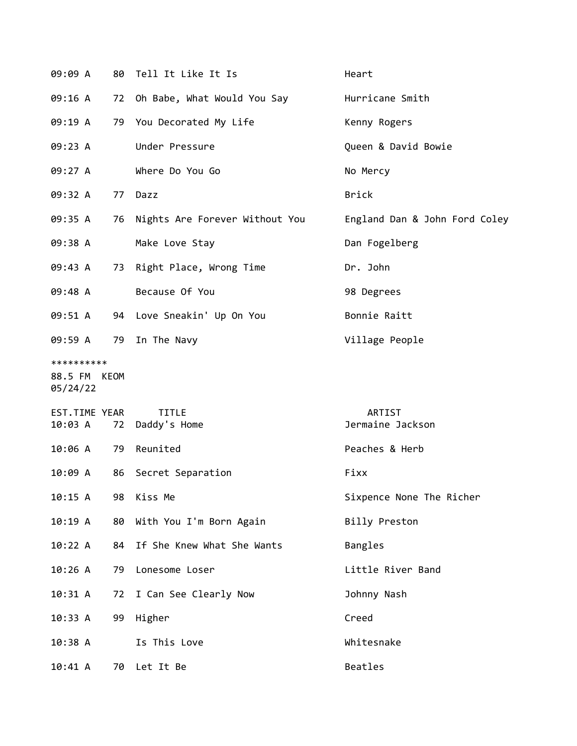| EST.TIME | YEAR | TITLE | ARTIST |
|---|---|---|---|
| 09:09 A | 80 | Tell It Like It Is | Heart |
| 09:16 A | 72 | Oh Babe, What Would You Say | Hurricane Smith |
| 09:19 A | 79 | You Decorated My Life | Kenny Rogers |
| 09:23 A | | Under Pressure | Queen & David Bowie |
| 09:27 A | | Where Do You Go | No Mercy |
| 09:32 A | 77 | Dazz | Brick |
| 09:35 A | 76 | Nights Are Forever Without You | England Dan & John Ford Coley |
| 09:38 A | | Make Love Stay | Dan Fogelberg |
| 09:43 A | 73 | Right Place, Wrong Time | Dr. John |
| 09:48 A | | Because Of You | 98 Degrees |
| 09:51 A | 94 | Love Sneakin' Up On You | Bonnie Raitt |
| 09:59 A | 79 | In The Navy | Village People |

**********
88.5 FM KEOM
05/24/22

| EST.TIME | YEAR | TITLE | ARTIST |
|---|---|---|---|
| 10:03 A | 72 | Daddy's Home | Jermaine Jackson |
| 10:06 A | 79 | Reunited | Peaches & Herb |
| 10:09 A | 86 | Secret Separation | Fixx |
| 10:15 A | 98 | Kiss Me | Sixpence None The Richer |
| 10:19 A | 80 | With You I'm Born Again | Billy Preston |
| 10:22 A | 84 | If She Knew What She Wants | Bangles |
| 10:26 A | 79 | Lonesome Loser | Little River Band |
| 10:31 A | 72 | I Can See Clearly Now | Johnny Nash |
| 10:33 A | 99 | Higher | Creed |
| 10:38 A | | Is This Love | Whitesnake |
| 10:41 A | 70 | Let It Be | Beatles |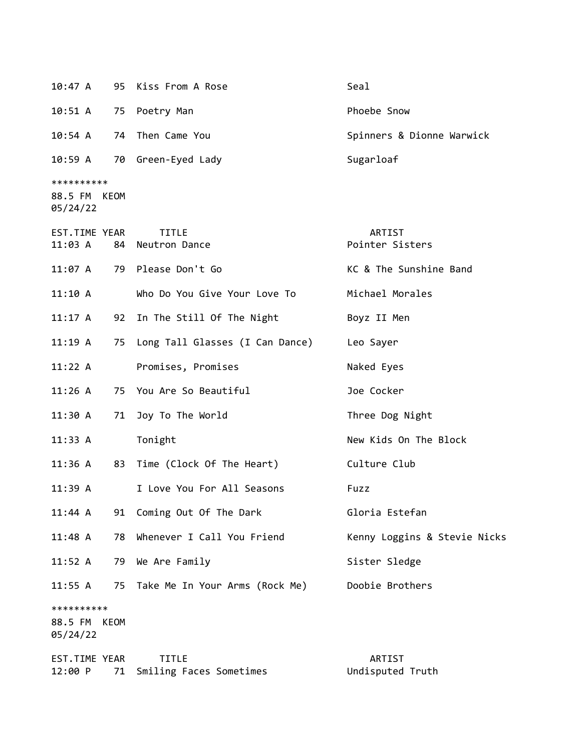| EST.TIME | YEAR | TITLE | ARTIST |
|---|---|---|---|
| 10:47 A | 95 | Kiss From A Rose | Seal |
| 10:51 A | 75 | Poetry Man | Phoebe Snow |
| 10:54 A | 74 | Then Came You | Spinners & Dionne Warwick |
| 10:59 A | 70 | Green-Eyed Lady | Sugarloaf |

**********
88.5 FM KEOM
05/24/22

| EST.TIME | YEAR | TITLE | ARTIST |
|---|---|---|---|
| 11:03 A | 84 | Neutron Dance | Pointer Sisters |
| 11:07 A | 79 | Please Don't Go | KC & The Sunshine Band |
| 11:10 A | | Who Do You Give Your Love To | Michael Morales |
| 11:17 A | 92 | In The Still Of The Night | Boyz II Men |
| 11:19 A | 75 | Long Tall Glasses (I Can Dance) | Leo Sayer |
| 11:22 A | | Promises, Promises | Naked Eyes |
| 11:26 A | 75 | You Are So Beautiful | Joe Cocker |
| 11:30 A | 71 | Joy To The World | Three Dog Night |
| 11:33 A | | Tonight | New Kids On The Block |
| 11:36 A | 83 | Time (Clock Of The Heart) | Culture Club |
| 11:39 A | | I Love You For All Seasons | Fuzz |
| 11:44 A | 91 | Coming Out Of The Dark | Gloria Estefan |
| 11:48 A | 78 | Whenever I Call You Friend | Kenny Loggins & Stevie Nicks |
| 11:52 A | 79 | We Are Family | Sister Sledge |
| 11:55 A | 75 | Take Me In Your Arms (Rock Me) | Doobie Brothers |

**********
88.5 FM KEOM
05/24/22

| EST.TIME | YEAR | TITLE | ARTIST |
|---|---|---|---|
| 12:00 P | 71 | Smiling Faces Sometimes | Undisputed Truth |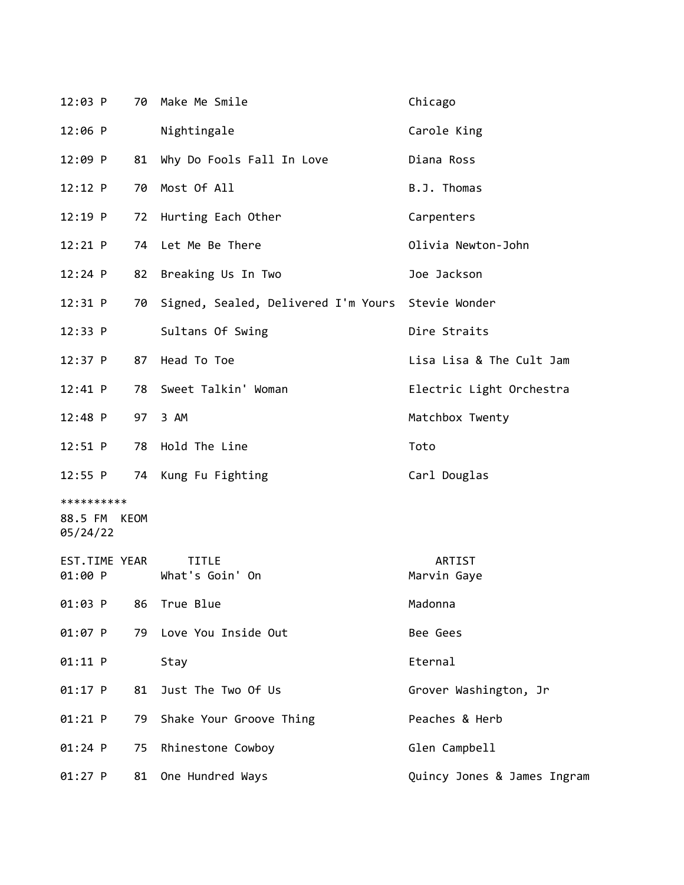| EST.TIME | YEAR | TITLE | ARTIST |
|---|---|---|---|
| 12:03 P | 70 | Make Me Smile | Chicago |
| 12:06 P | | Nightingale | Carole King |
| 12:09 P | 81 | Why Do Fools Fall In Love | Diana Ross |
| 12:12 P | 70 | Most Of All | B.J. Thomas |
| 12:19 P | 72 | Hurting Each Other | Carpenters |
| 12:21 P | 74 | Let Me Be There | Olivia Newton-John |
| 12:24 P | 82 | Breaking Us In Two | Joe Jackson |
| 12:31 P | 70 | Signed, Sealed, Delivered I'm Yours | Stevie Wonder |
| 12:33 P | | Sultans Of Swing | Dire Straits |
| 12:37 P | 87 | Head To Toe | Lisa Lisa & The Cult Jam |
| 12:41 P | 78 | Sweet Talkin' Woman | Electric Light Orchestra |
| 12:48 P | 97 | 3 AM | Matchbox Twenty |
| 12:51 P | 78 | Hold The Line | Toto |
| 12:55 P | 74 | Kung Fu Fighting | Carl Douglas |

**********
88.5 FM KEOM
05/24/22

| EST.TIME | YEAR | TITLE | ARTIST |
|---|---|---|---|
| 01:00 P | | What's Goin' On | Marvin Gaye |
| 01:03 P | 86 | True Blue | Madonna |
| 01:07 P | 79 | Love You Inside Out | Bee Gees |
| 01:11 P | | Stay | Eternal |
| 01:17 P | 81 | Just The Two Of Us | Grover Washington, Jr |
| 01:21 P | 79 | Shake Your Groove Thing | Peaches & Herb |
| 01:24 P | 75 | Rhinestone Cowboy | Glen Campbell |
| 01:27 P | 81 | One Hundred Ways | Quincy Jones & James Ingram |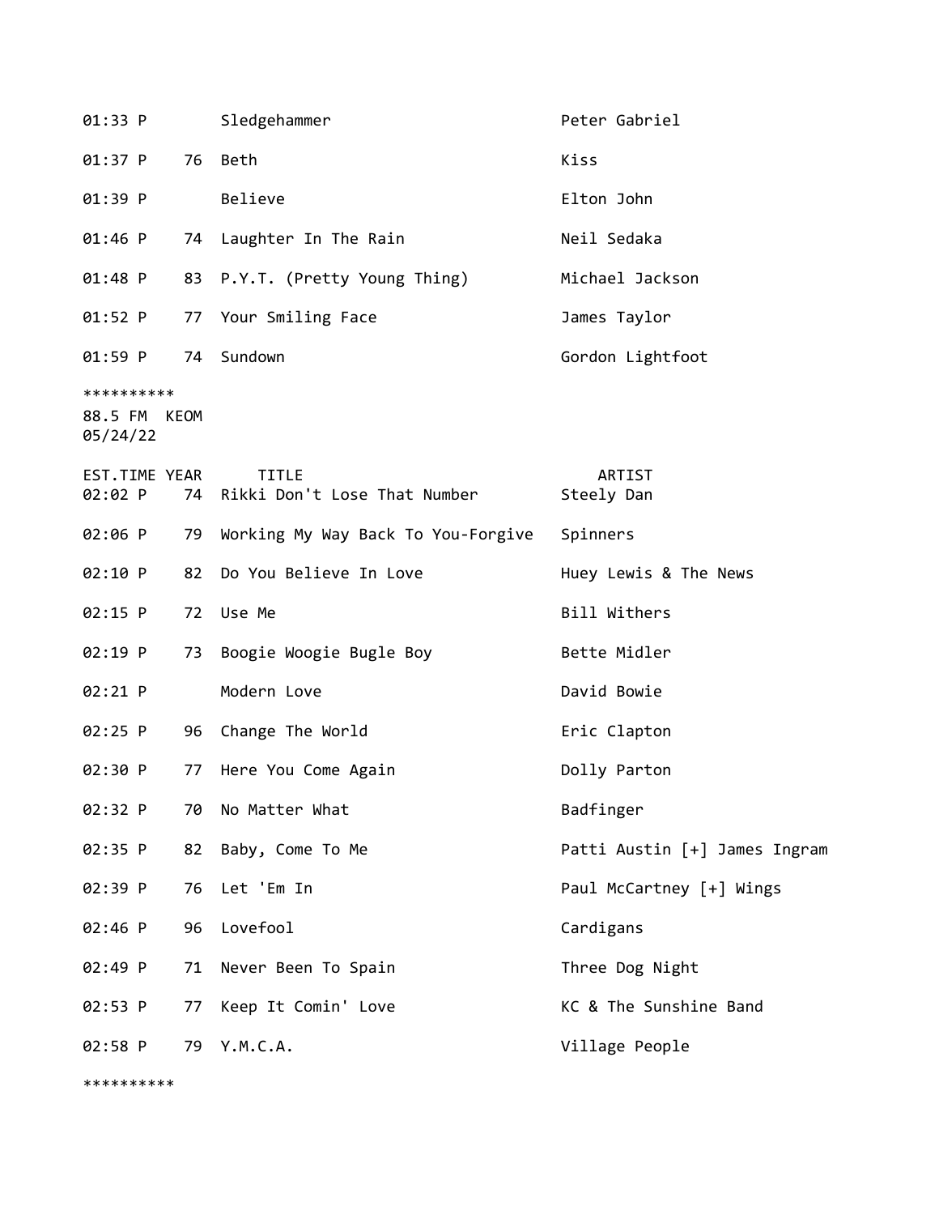| | | | |
|---|---|---|---|
| 01:33 P | | Sledgehammer | Peter Gabriel |
| 01:37 P | 76 | Beth | Kiss |
| 01:39 P | | Believe | Elton John |
| 01:46 P | 74 | Laughter In The Rain | Neil Sedaka |
| 01:48 P | 83 | P.Y.T. (Pretty Young Thing) | Michael Jackson |
| 01:52 P | 77 | Your Smiling Face | James Taylor |
| 01:59 P | 74 | Sundown | Gordon Lightfoot |

**********
88.5 FM KEOM
05/24/22

| EST.TIME | YEAR | TITLE | ARTIST |
|---|---|---|---|
| 02:02 P | 74 | Rikki Don't Lose That Number | Steely Dan |
| 02:06 P | 79 | Working My Way Back To You-Forgive | Spinners |
| 02:10 P | 82 | Do You Believe In Love | Huey Lewis & The News |
| 02:15 P | 72 | Use Me | Bill Withers |
| 02:19 P | 73 | Boogie Woogie Bugle Boy | Bette Midler |
| 02:21 P | | Modern Love | David Bowie |
| 02:25 P | 96 | Change The World | Eric Clapton |
| 02:30 P | 77 | Here You Come Again | Dolly Parton |
| 02:32 P | 70 | No Matter What | Badfinger |
| 02:35 P | 82 | Baby, Come To Me | Patti Austin [+] James Ingram |
| 02:39 P | 76 | Let 'Em In | Paul McCartney [+] Wings |
| 02:46 P | 96 | Lovefool | Cardigans |
| 02:49 P | 71 | Never Been To Spain | Three Dog Night |
| 02:53 P | 77 | Keep It Comin' Love | KC & The Sunshine Band |
| 02:58 P | 79 | Y.M.C.A. | Village People |

**********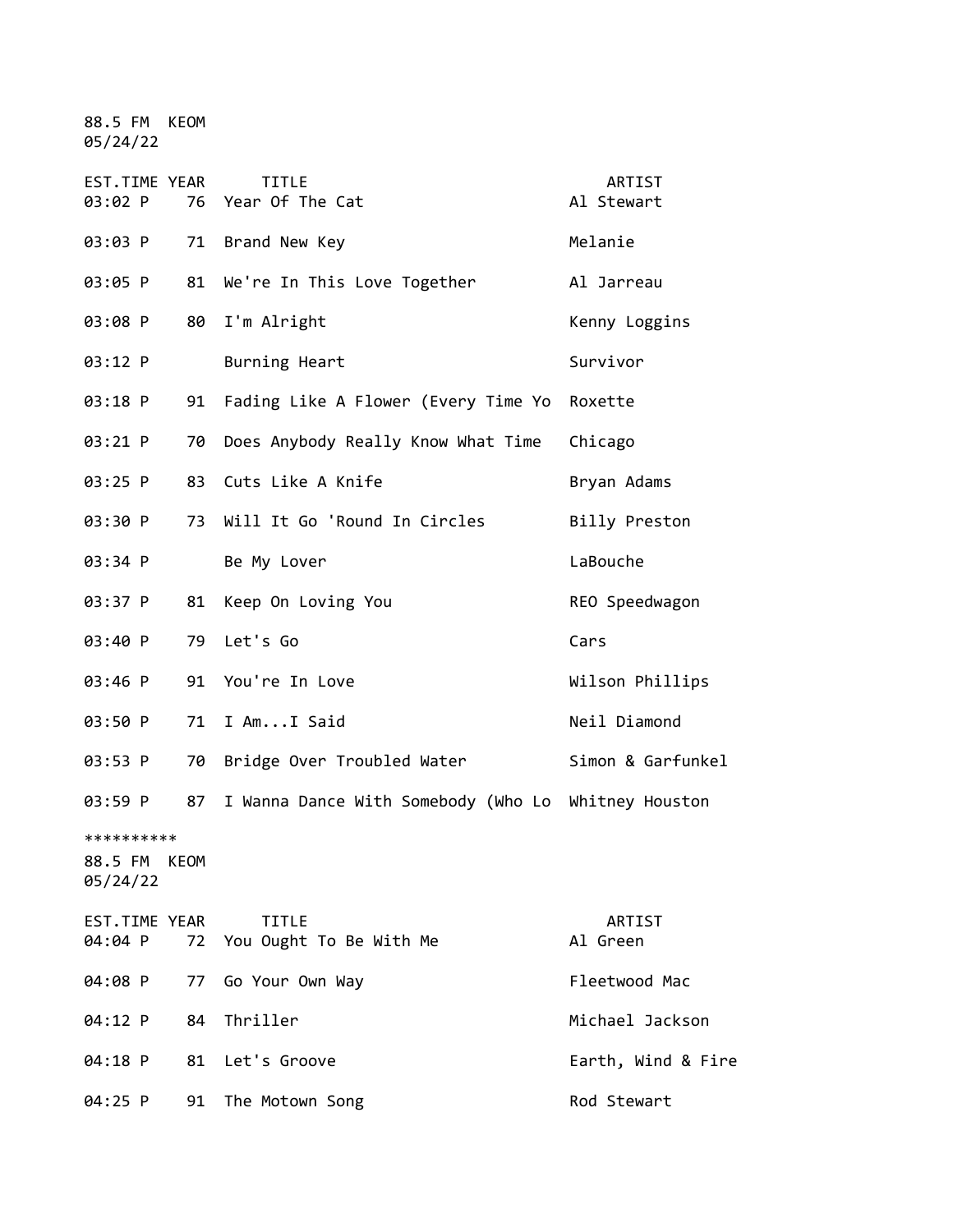88.5 FM KEOM
05/24/22

| EST.TIME | YEAR | TITLE | ARTIST |
|---|---|---|---|
| 03:02 P | 76 | Year Of The Cat | Al Stewart |
| 03:03 P | 71 | Brand New Key | Melanie |
| 03:05 P | 81 | We're In This Love Together | Al Jarreau |
| 03:08 P | 80 | I'm Alright | Kenny Loggins |
| 03:12 P | | Burning Heart | Survivor |
| 03:18 P | 91 | Fading Like A Flower (Every Time Yo | Roxette |
| 03:21 P | 70 | Does Anybody Really Know What Time | Chicago |
| 03:25 P | 83 | Cuts Like A Knife | Bryan Adams |
| 03:30 P | 73 | Will It Go 'Round In Circles | Billy Preston |
| 03:34 P | | Be My Lover | LaBouche |
| 03:37 P | 81 | Keep On Loving You | REO Speedwagon |
| 03:40 P | 79 | Let's Go | Cars |
| 03:46 P | 91 | You're In Love | Wilson Phillips |
| 03:50 P | 71 | I Am...I Said | Neil Diamond |
| 03:53 P | 70 | Bridge Over Troubled Water | Simon & Garfunkel |
| 03:59 P | 87 | I Wanna Dance With Somebody (Who Lo | Whitney Houston |

**********

88.5 FM KEOM
05/24/22

| EST.TIME | YEAR | TITLE | ARTIST |
|---|---|---|---|
| 04:04 P | 72 | You Ought To Be With Me | Al Green |
| 04:08 P | 77 | Go Your Own Way | Fleetwood Mac |
| 04:12 P | 84 | Thriller | Michael Jackson |
| 04:18 P | 81 | Let's Groove | Earth, Wind & Fire |
| 04:25 P | 91 | The Motown Song | Rod Stewart |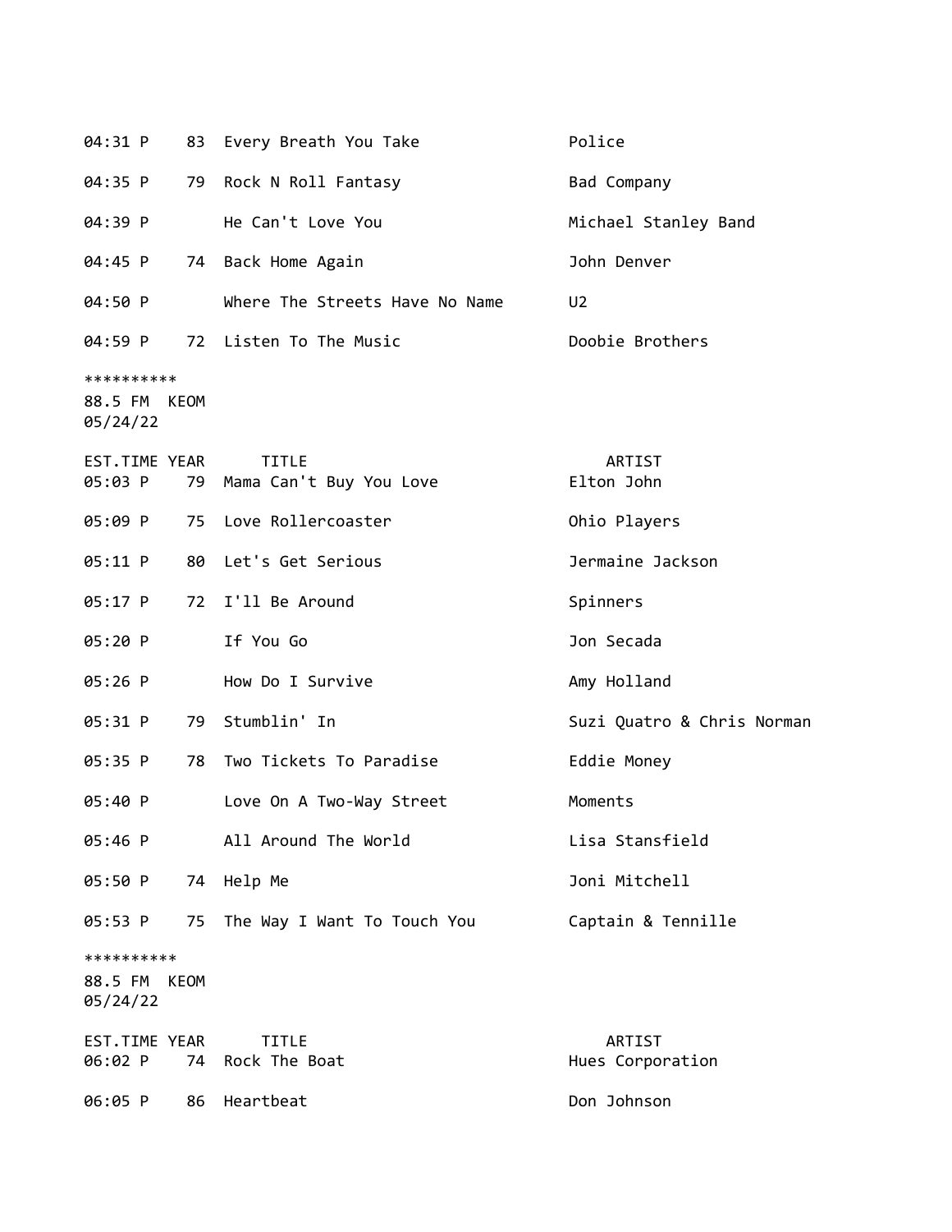| EST.TIME | YEAR | TITLE | ARTIST |
|---|---|---|---|
| 04:31 P | 83 | Every Breath You Take | Police |
| 04:35 P | 79 | Rock N Roll Fantasy | Bad Company |
| 04:39 P | | He Can't Love You | Michael Stanley Band |
| 04:45 P | 74 | Back Home Again | John Denver |
| 04:50 P | | Where The Streets Have No Name | U2 |
| 04:59 P | 72 | Listen To The Music | Doobie Brothers |

**********
88.5 FM  KEOM
05/24/22

| EST.TIME | YEAR | TITLE | ARTIST |
|---|---|---|---|
| 05:03 P | 79 | Mama Can't Buy You Love | Elton John |
| 05:09 P | 75 | Love Rollercoaster | Ohio Players |
| 05:11 P | 80 | Let's Get Serious | Jermaine Jackson |
| 05:17 P | 72 | I'll Be Around | Spinners |
| 05:20 P | | If You Go | Jon Secada |
| 05:26 P | | How Do I Survive | Amy Holland |
| 05:31 P | 79 | Stumblin' In | Suzi Quatro & Chris Norman |
| 05:35 P | 78 | Two Tickets To Paradise | Eddie Money |
| 05:40 P | | Love On A Two-Way Street | Moments |
| 05:46 P | | All Around The World | Lisa Stansfield |
| 05:50 P | 74 | Help Me | Joni Mitchell |
| 05:53 P | 75 | The Way I Want To Touch You | Captain & Tennille |

**********
88.5 FM  KEOM
05/24/22

| EST.TIME | YEAR | TITLE | ARTIST |
|---|---|---|---|
| 06:02 P | 74 | Rock The Boat | Hues Corporation |
| 06:05 P | 86 | Heartbeat | Don Johnson |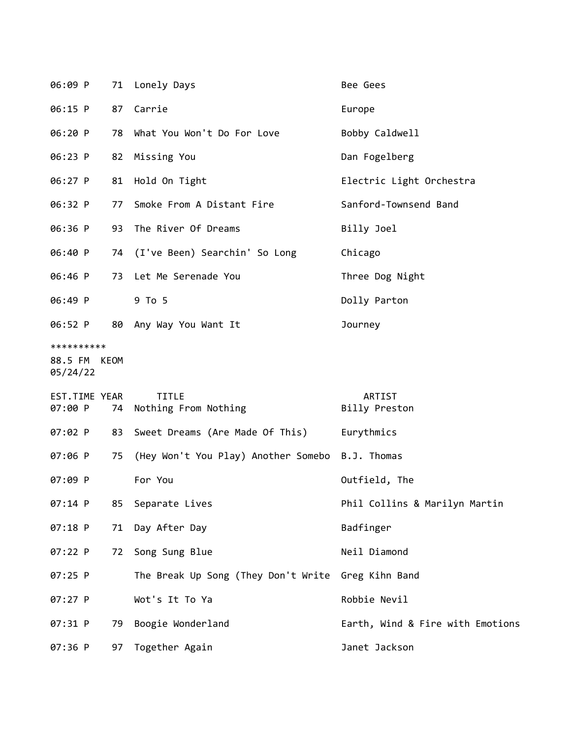| | | | |
|---|---|---|---|
| 06:09 P | 71 | Lonely Days | Bee Gees |
| 06:15 P | 87 | Carrie | Europe |
| 06:20 P | 78 | What You Won't Do For Love | Bobby Caldwell |
| 06:23 P | 82 | Missing You | Dan Fogelberg |
| 06:27 P | 81 | Hold On Tight | Electric Light Orchestra |
| 06:32 P | 77 | Smoke From A Distant Fire | Sanford-Townsend Band |
| 06:36 P | 93 | The River Of Dreams | Billy Joel |
| 06:40 P | 74 | (I've Been) Searchin' So Long | Chicago |
| 06:46 P | 73 | Let Me Serenade You | Three Dog Night |
| 06:49 P | | 9 To 5 | Dolly Parton |
| 06:52 P | 80 | Any Way You Want It | Journey |

**********
88.5 FM KEOM
05/24/22

| EST.TIME | YEAR | TITLE | ARTIST |
|---|---|---|---|
| 07:00 P | 74 | Nothing From Nothing | Billy Preston |
| 07:02 P | 83 | Sweet Dreams (Are Made Of This) | Eurythmics |
| 07:06 P | 75 | (Hey Won't You Play) Another Somebo | B.J. Thomas |
| 07:09 P | | For You | Outfield, The |
| 07:14 P | 85 | Separate Lives | Phil Collins & Marilyn Martin |
| 07:18 P | 71 | Day After Day | Badfinger |
| 07:22 P | 72 | Song Sung Blue | Neil Diamond |
| 07:25 P | | The Break Up Song (They Don't Write | Greg Kihn Band |
| 07:27 P | | Wot's It To Ya | Robbie Nevil |
| 07:31 P | 79 | Boogie Wonderland | Earth, Wind & Fire with Emotions |
| 07:36 P | 97 | Together Again | Janet Jackson |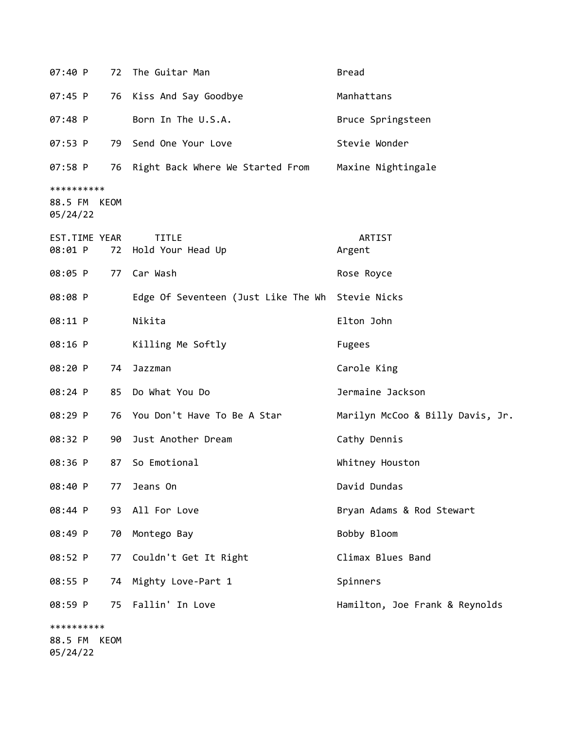| EST.TIME | YEAR | TITLE | ARTIST |
|---|---|---|---|
| 07:40 P | 72 | The Guitar Man | Bread |
| 07:45 P | 76 | Kiss And Say Goodbye | Manhattans |
| 07:48 P | | Born In The U.S.A. | Bruce Springsteen |
| 07:53 P | 79 | Send One Your Love | Stevie Wonder |
| 07:58 P | 76 | Right Back Where We Started From | Maxine Nightingale |

**********
88.5 FM KEOM
05/24/22

| EST.TIME | YEAR | TITLE | ARTIST |
|---|---|---|---|
| 08:01 P | 72 | Hold Your Head Up | Argent |
| 08:05 P | 77 | Car Wash | Rose Royce |
| 08:08 P | | Edge Of Seventeen (Just Like The Wh | Stevie Nicks |
| 08:11 P | | Nikita | Elton John |
| 08:16 P | | Killing Me Softly | Fugees |
| 08:20 P | 74 | Jazzman | Carole King |
| 08:24 P | 85 | Do What You Do | Jermaine Jackson |
| 08:29 P | 76 | You Don't Have To Be A Star | Marilyn McCoo & Billy Davis, Jr. |
| 08:32 P | 90 | Just Another Dream | Cathy Dennis |
| 08:36 P | 87 | So Emotional | Whitney Houston |
| 08:40 P | 77 | Jeans On | David Dundas |
| 08:44 P | 93 | All For Love | Bryan Adams & Rod Stewart |
| 08:49 P | 70 | Montego Bay | Bobby Bloom |
| 08:52 P | 77 | Couldn't Get It Right | Climax Blues Band |
| 08:55 P | 74 | Mighty Love-Part 1 | Spinners |
| 08:59 P | 75 | Fallin' In Love | Hamilton, Joe Frank & Reynolds |

**********
88.5 FM KEOM
05/24/22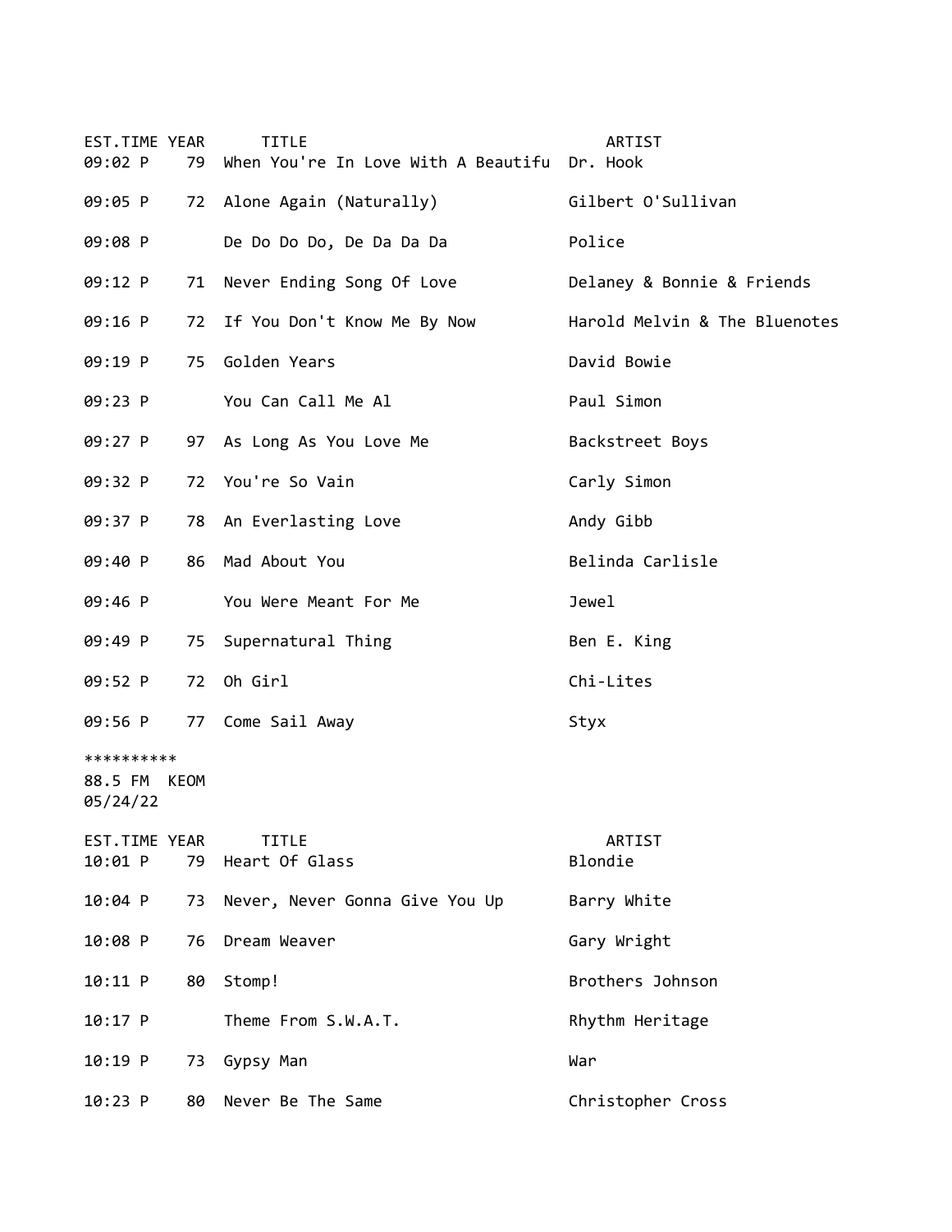| EST.TIME | YEAR | TITLE | ARTIST |
|---|---|---|---|
| 09:02 P | 79 | When You're In Love With A Beautifu | Dr. Hook |
| 09:05 P | 72 | Alone Again (Naturally) | Gilbert O'Sullivan |
| 09:08 P | | De Do Do Do, De Da Da Da | Police |
| 09:12 P | 71 | Never Ending Song Of Love | Delaney & Bonnie & Friends |
| 09:16 P | 72 | If You Don't Know Me By Now | Harold Melvin & The Bluenotes |
| 09:19 P | 75 | Golden Years | David Bowie |
| 09:23 P | | You Can Call Me Al | Paul Simon |
| 09:27 P | 97 | As Long As You Love Me | Backstreet Boys |
| 09:32 P | 72 | You're So Vain | Carly Simon |
| 09:37 P | 78 | An Everlasting Love | Andy Gibb |
| 09:40 P | 86 | Mad About You | Belinda Carlisle |
| 09:46 P | | You Were Meant For Me | Jewel |
| 09:49 P | 75 | Supernatural Thing | Ben E. King |
| 09:52 P | 72 | Oh Girl | Chi-Lites |
| 09:56 P | 77 | Come Sail Away | Styx |

**********
88.5 FM KEOM
05/24/22

| EST.TIME | YEAR | TITLE | ARTIST |
|---|---|---|---|
| 10:01 P | 79 | Heart Of Glass | Blondie |
| 10:04 P | 73 | Never, Never Gonna Give You Up | Barry White |
| 10:08 P | 76 | Dream Weaver | Gary Wright |
| 10:11 P | 80 | Stomp! | Brothers Johnson |
| 10:17 P | | Theme From S.W.A.T. | Rhythm Heritage |
| 10:19 P | 73 | Gypsy Man | War |
| 10:23 P | 80 | Never Be The Same | Christopher Cross |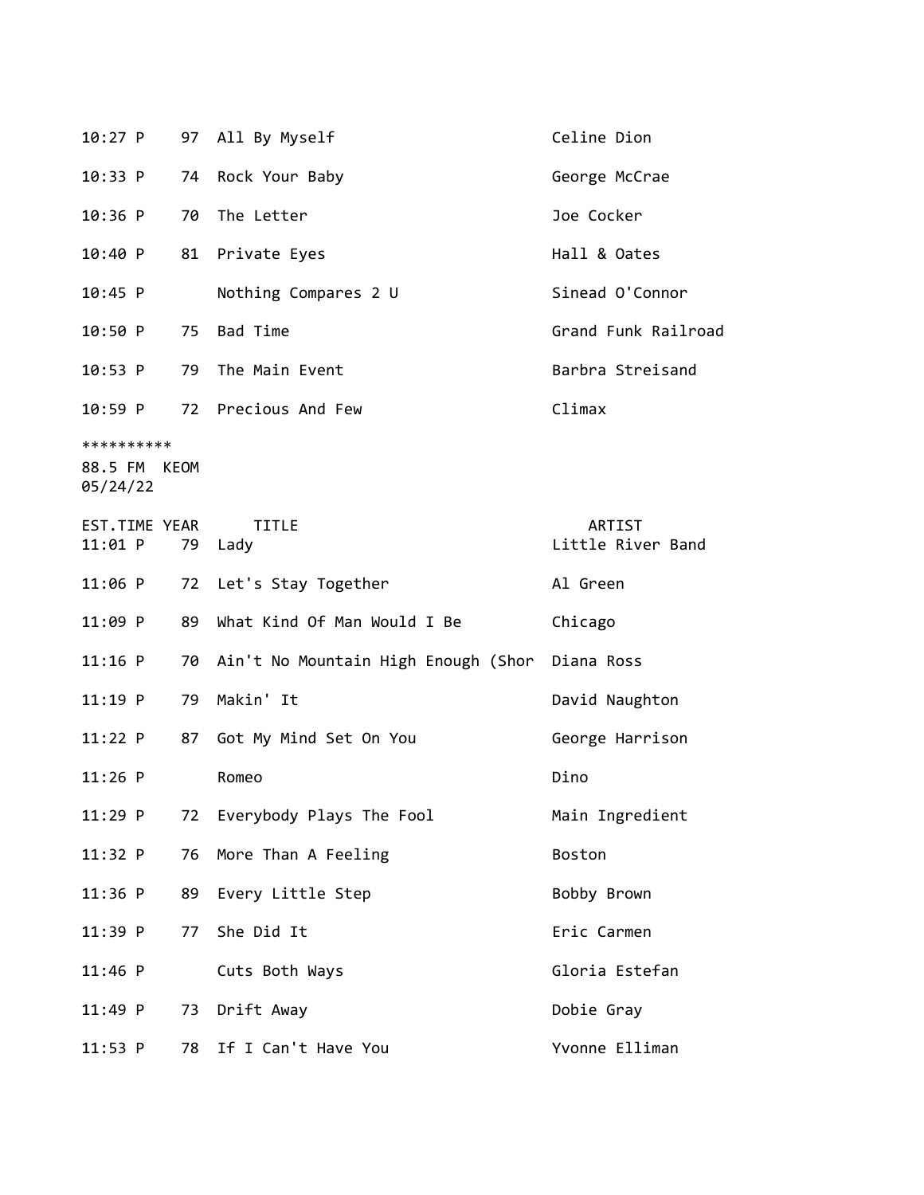| EST.TIME | YEAR | TITLE | ARTIST |
|---|---|---|---|
| 10:27 P | 97 | All By Myself | Celine Dion |
| 10:33 P | 74 | Rock Your Baby | George McCrae |
| 10:36 P | 70 | The Letter | Joe Cocker |
| 10:40 P | 81 | Private Eyes | Hall & Oates |
| 10:45 P | | Nothing Compares 2 U | Sinead O'Connor |
| 10:50 P | 75 | Bad Time | Grand Funk Railroad |
| 10:53 P | 79 | The Main Event | Barbra Streisand |
| 10:59 P | 72 | Precious And Few | Climax |

**********
88.5 FM KEOM
05/24/22

| EST.TIME | YEAR | TITLE | ARTIST |
|---|---|---|---|
| 11:01 P | 79 | Lady | Little River Band |
| 11:06 P | 72 | Let's Stay Together | Al Green |
| 11:09 P | 89 | What Kind Of Man Would I Be | Chicago |
| 11:16 P | 70 | Ain't No Mountain High Enough (Shor | Diana Ross |
| 11:19 P | 79 | Makin' It | David Naughton |
| 11:22 P | 87 | Got My Mind Set On You | George Harrison |
| 11:26 P | | Romeo | Dino |
| 11:29 P | 72 | Everybody Plays The Fool | Main Ingredient |
| 11:32 P | 76 | More Than A Feeling | Boston |
| 11:36 P | 89 | Every Little Step | Bobby Brown |
| 11:39 P | 77 | She Did It | Eric Carmen |
| 11:46 P | | Cuts Both Ways | Gloria Estefan |
| 11:49 P | 73 | Drift Away | Dobie Gray |
| 11:53 P | 78 | If I Can't Have You | Yvonne Elliman |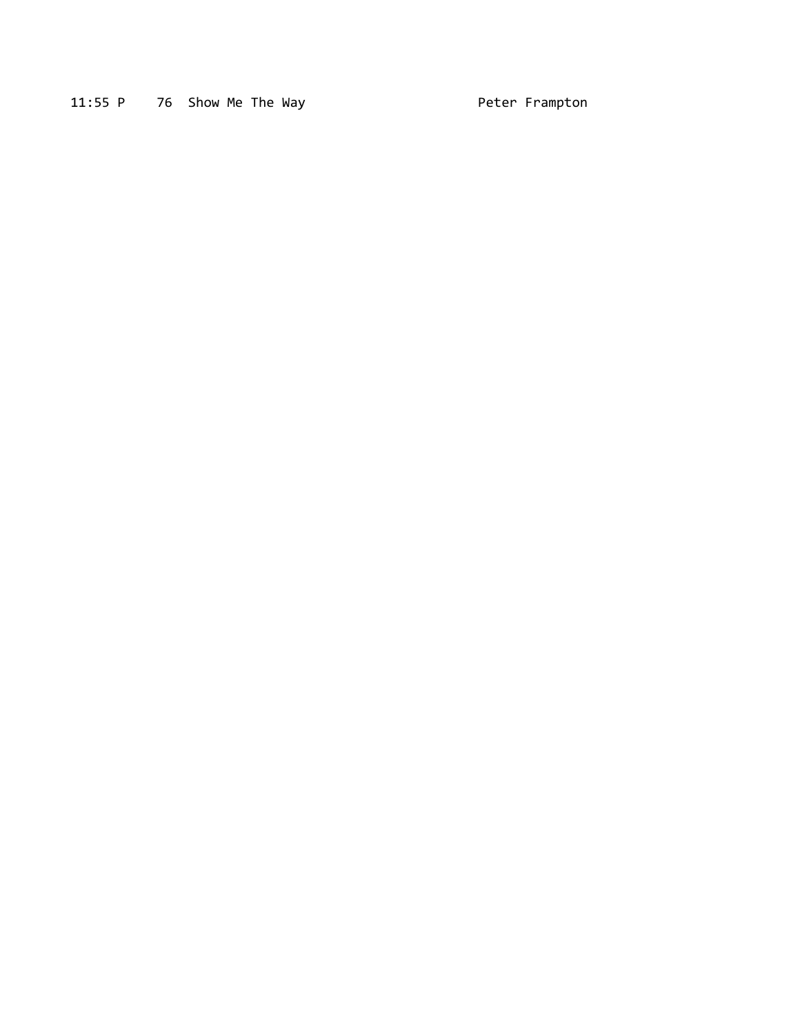| | | | |
|---|---|---|---|
| 11:55 P | 76 | Show Me The Way | Peter Frampton |